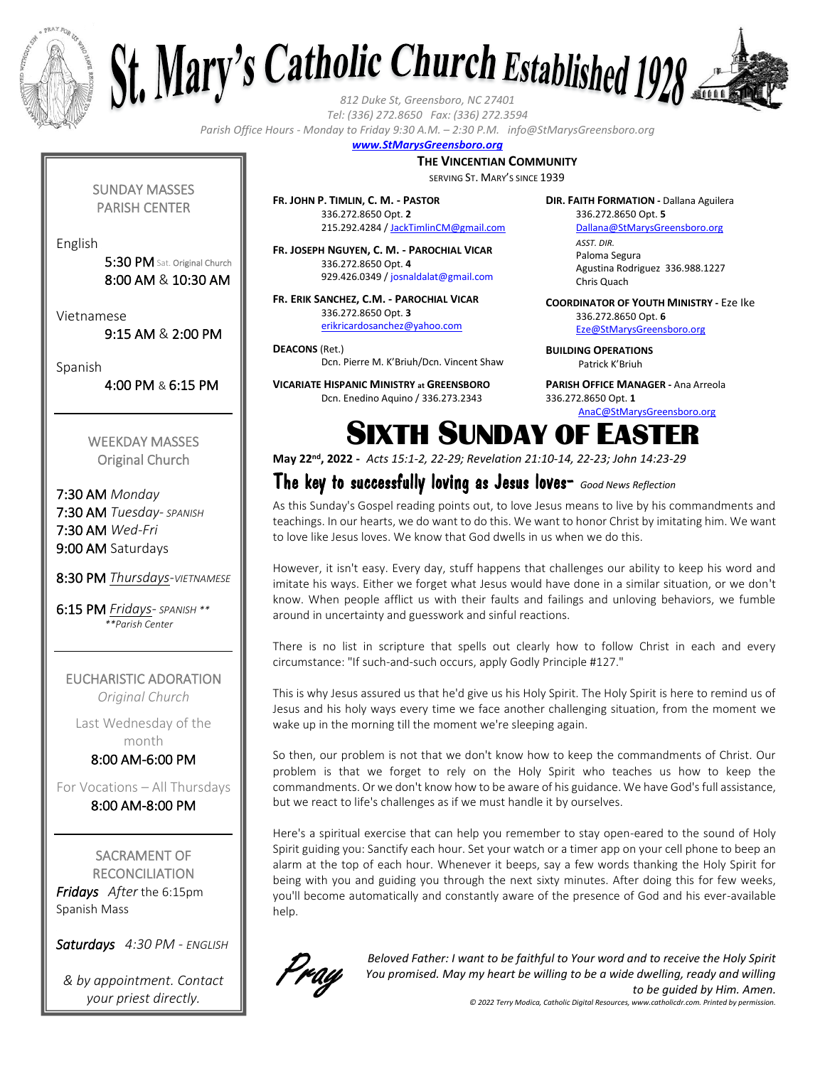# St. Mary's Catholic Church Established 1928

*812 Duke St, Greensboro, NC 27401*
*Tel: (336) 272.8650 Fax: (336) 272.3594*
*Parish Office Hours - Monday to Friday 9:30 A.M. – 2:30 P.M. info@StMarysGreensboro.org*
***www.StMarysGreensboro.org***

**THE VINCENTIAN COMMUNITY**
SERVING ST. MARY'S SINCE 1939

**FR. JOHN P. TIMLIN, C. M. - PASTOR**
336.272.8650 Opt. **2**
215.292.4284 / JackTimlinCM@gmail.com

**FR. JOSEPH NGUYEN, C. M. - PAROCHIAL VICAR**
336.272.8650 Opt. **4**
929.426.0349 / josnaldalat@gmail.com

**FR. ERIK SANCHEZ, C.M. - PAROCHIAL VICAR**
336.272.8650 Opt. **3**
erikricardosanchez@yahoo.com

**DEACONS** (Ret.)
Dcn. Pierre M. K'Briuh/Dcn. Vincent Shaw

**VICARIATE HISPANIC MINISTRY at GREENSBORO**
Dcn. Enedino Aquino / 336.273.2343

**DIR. FAITH FORMATION -** Dallana Aguilera
336.272.8650 Opt. **5**
Dallana@StMarysGreensboro.org
*ASST. DIR.*
Paloma Segura
Agustina Rodriguez 336.988.1227
Chris Quach

**COORDINATOR OF YOUTH MINISTRY -** Eze Ike
336.272.8650 Opt. **6**
Eze@StMarysGreensboro.org

**BUILDING OPERATIONS**
Patrick K'Briuh

**PARISH OFFICE MANAGER -** Ana Arreola
336.272.8650 Opt. **1**
AnaC@StMarysGreensboro.org

## SUNDAY MASSES PARISH CENTER

English
5:30 PM Sat. Original Church
8:00 AM & 10:30 AM

Vietnamese
9:15 AM & 2:00 PM

Spanish
4:00 PM & 6:15 PM

## WEEKDAY MASSES Original Church

7:30 AM *Monday*
7:30 AM *Tuesday- SPANISH*
7:30 AM *Wed-Fri*
9:00 AM Saturdays

8:30 PM *Thursdays-VIETNAMESE*

6:15 PM *Fridays- SPANISH \*\**
*\*\*Parish Center*

## EUCHARISTIC ADORATION

*Original Church*

Last Wednesday of the month
8:00 AM-6:00 PM

For Vocations – All Thursdays
8:00 AM-8:00 PM

## SACRAMENT OF RECONCILIATION

***Fridays*** *After* the 6:15pm Spanish Mass

***Saturdays*** *4:30 PM - ENGLISH*

*& by appointment. Contact your priest directly.*

# SIXTH SUNDAY OF EASTER

**May 22nd, 2022 -** *Acts 15:1-2, 22-29; Revelation 21:10-14, 22-23; John 14:23-29*

## The key to successfully loving as Jesus loves- *Good News Reflection*

As this Sunday's Gospel reading points out, to love Jesus means to live by his commandments and teachings. In our hearts, we do want to do this. We want to honor Christ by imitating him. We want to love like Jesus loves. We know that God dwells in us when we do this.

However, it isn't easy. Every day, stuff happens that challenges our ability to keep his word and imitate his ways. Either we forget what Jesus would have done in a similar situation, or we don't know. When people afflict us with their faults and failings and unloving behaviors, we fumble around in uncertainty and guesswork and sinful reactions.

There is no list in scripture that spells out clearly how to follow Christ in each and every circumstance: "If such-and-such occurs, apply Godly Principle #127."

This is why Jesus assured us that he'd give us his Holy Spirit. The Holy Spirit is here to remind us of Jesus and his holy ways every time we face another challenging situation, from the moment we wake up in the morning till the moment we're sleeping again.

So then, our problem is not that we don't know how to keep the commandments of Christ. Our problem is that we forget to rely on the Holy Spirit who teaches us how to keep the commandments. Or we don't know how to be aware of his guidance. We have God's full assistance, but we react to life's challenges as if we must handle it by ourselves.

Here's a spiritual exercise that can help you remember to stay open-eared to the sound of Holy Spirit guiding you: Sanctify each hour. Set your watch or a timer app on your cell phone to beep an alarm at the top of each hour. Whenever it beeps, say a few words thanking the Holy Spirit for being with you and guiding you through the next sixty minutes. After doing this for few weeks, you'll become automatically and constantly aware of the presence of God and his ever-available help.

*Pray*

*Beloved Father: I want to be faithful to Your word and to receive the Holy Spirit You promised. May my heart be willing to be a wide dwelling, ready and willing to be guided by Him. Amen.*

*© 2022 Terry Modica, Catholic Digital Resources, www.catholicdr.com. Printed by permission.*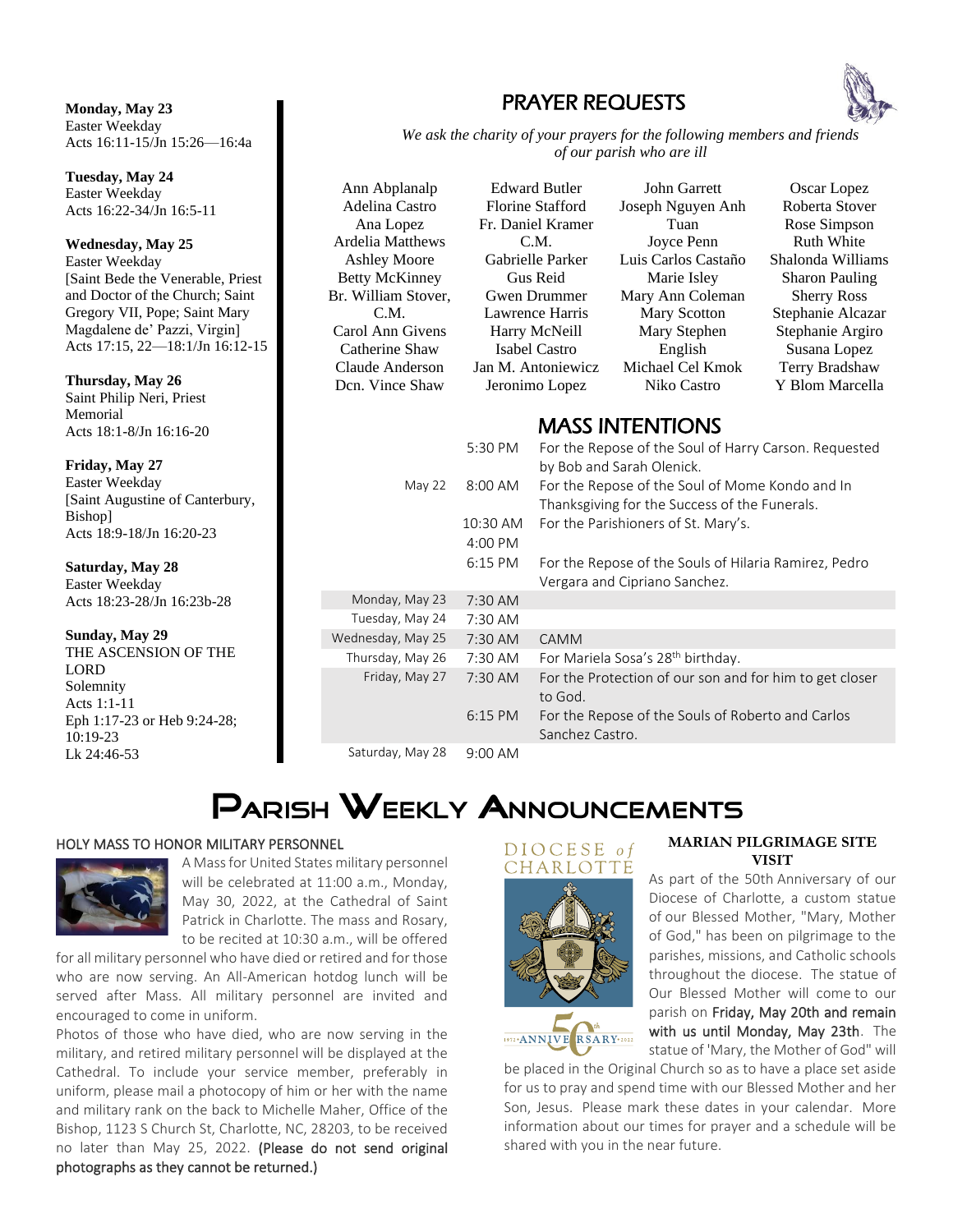**Monday, May 23**
Easter Weekday
Acts 16:11-15/Jn 15:26—16:4a

**Tuesday, May 24**
Easter Weekday
Acts 16:22-34/Jn 16:5-11

**Wednesday, May 25**
Easter Weekday
[Saint Bede the Venerable, Priest and Doctor of the Church; Saint Gregory VII, Pope; Saint Mary Magdalene de' Pazzi, Virgin]
Acts 17:15, 22—18:1/Jn 16:12-15

**Thursday, May 26**
Saint Philip Neri, Priest
Memorial
Acts 18:1-8/Jn 16:16-20

**Friday, May 27**
Easter Weekday
[Saint Augustine of Canterbury, Bishop]
Acts 18:9-18/Jn 16:20-23

**Saturday, May 28**
Easter Weekday
Acts 18:23-28/Jn 16:23b-28

**Sunday, May 29**
THE ASCENSION OF THE LORD
Solemnity
Acts 1:1-11
Eph 1:17-23 or Heb 9:24-28; 10:19-23
Lk 24:46-53

## PRAYER REQUESTS

*We ask the charity of your prayers for the following members and friends of our parish who are ill*

Ann Abplanalp
Adelina Castro
Ana Lopez
Ardelia Matthews
Ashley Moore
Betty McKinney
Br. William Stover, C.M.
Carol Ann Givens
Catherine Shaw
Claude Anderson
Dcn. Vince Shaw
Edward Butler
Florine Stafford
Fr. Daniel Kramer C.M.
Gabrielle Parker
Gus Reid
Gwen Drummer
Lawrence Harris
Harry McNeill
Isabel Castro
Jan M. Antoniewicz
Jeronimo Lopez
John Garrett
Joseph Nguyen Anh Tuan
Joyce Penn
Luis Carlos Castaño
Marie Isley
Mary Ann Coleman
Mary Scotton
Mary Stephen English
Michael Cel Kmok
Niko Castro
Oscar Lopez
Roberta Stover
Rose Simpson
Ruth White
Shalonda Williams
Sharon Pauling
Sherry Ross
Stephanie Alcazar
Stephanie Argiro
Susana Lopez
Terry Bradshaw
Y Blom Marcella

## MASS INTENTIONS

| Date | Time | Intention |
|---|---|---|
| | 5:30 PM | For the Repose of the Soul of Harry Carson. Requested by Bob and Sarah Olenick. |
| May 22 | 8:00 AM | For the Repose of the Soul of Mome Kondo and In Thanksgiving for the Success of the Funerals. |
| | 10:30 AM | For the Parishioners of St. Mary's. |
| | 4:00 PM | |
| | 6:15 PM | For the Repose of the Souls of Hilaria Ramirez, Pedro Vergara and Cipriano Sanchez. |
| Monday, May 23 | 7:30 AM | |
| Tuesday, May 24 | 7:30 AM | |
| Wednesday, May 25 | 7:30 AM | CAMM |
| Thursday, May 26 | 7:30 AM | For Mariela Sosa's 28th birthday. |
| Friday, May 27 | 7:30 AM | For the Protection of our son and for him to get closer to God. |
| | 6:15 PM | For the Repose of the Souls of Roberto and Carlos Sanchez Castro. |
| Saturday, May 28 | 9:00 AM | |

# PARISH WEEKLY ANNOUNCEMENTS

### HOLY MASS TO HONOR MILITARY PERSONNEL

A Mass for United States military personnel will be celebrated at 11:00 a.m., Monday, May 30, 2022, at the Cathedral of Saint Patrick in Charlotte. The mass and Rosary, to be recited at 10:30 a.m., will be offered for all military personnel who have died or retired and for those who are now serving. An All-American hotdog lunch will be served after Mass. All military personnel are invited and encouraged to come in uniform.

Photos of those who have died, who are now serving in the military, and retired military personnel will be displayed at the Cathedral. To include your service member, preferably in uniform, please mail a photocopy of him or her with the name and military rank on the back to Michelle Maher, Office of the Bishop, 1123 S Church St, Charlotte, NC, 28203, to be received no later than May 25, 2022. **(Please do not send original photographs as they cannot be returned.)**

DIOCESE *of* CHARLOTTE

1972 · ANNIVERSARY · 2022 · 50th

### MARIAN PILGRIMAGE SITE VISIT

As part of the 50th Anniversary of our Diocese of Charlotte, a custom statue of our Blessed Mother, "Mary, Mother of God," has been on pilgrimage to the parishes, missions, and Catholic schools throughout the diocese. The statue of Our Blessed Mother will come to our parish on **Friday, May 20th and remain with us until Monday, May 23th**. The statue of 'Mary, the Mother of God" will be placed in the Original Church so as to have a place set aside for us to pray and spend time with our Blessed Mother and her Son, Jesus. Please mark these dates in your calendar. More information about our times for prayer and a schedule will be shared with you in the near future.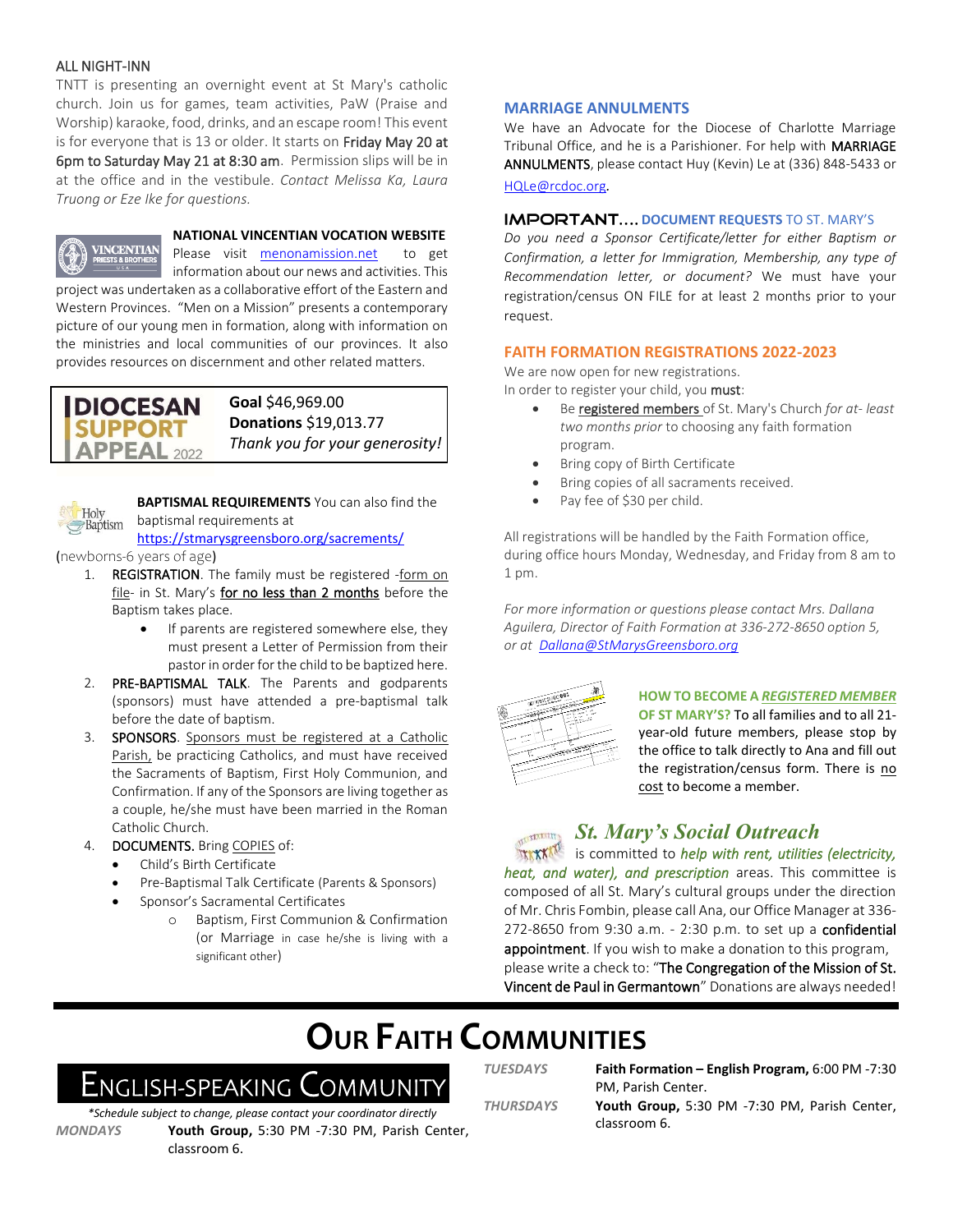## ALL NIGHT-INN

TNTT is presenting an overnight event at St Mary's catholic church. Join us for games, team activities, PaW (Praise and Worship) karaoke, food, drinks, and an escape room! This event is for everyone that is 13 or older. It starts on Friday May 20 at 6pm to Saturday May 21 at 8:30 am. Permission slips will be in at the office and in the vestibule. *Contact Melissa Ka, Laura Truong or Eze Ike for questions.*

## NATIONAL VINCENTIAN VOCATION WEBSITE

Please visit menonamission.net to get information about our news and activities. This project was undertaken as a collaborative effort of the Eastern and Western Provinces. "Men on a Mission" presents a contemporary picture of our young men in formation, along with information on the ministries and local communities of our provinces. It also provides resources on discernment and other related matters.

## DIOCESAN SUPPORT APPEAL 2022

**Goal** $46,969.00
**Donations** $19,013.77
*Thank you for your generosity!*

## BAPTISMAL REQUIREMENTS

**BAPTISMAL REQUIREMENTS** You can also find the baptismal requirements at https://stmarysgreensboro.org/sacrements/

(newborns-6 years of age)

1. REGISTRATION. The family must be registered -form on file- in St. Mary's for no less than 2 months before the Baptism takes place.
   - If parents are registered somewhere else, they must present a Letter of Permission from their pastor in order for the child to be baptized here.
2. PRE-BAPTISMAL TALK. The Parents and godparents (sponsors) must have attended a pre-baptismal talk before the date of baptism.
3. SPONSORS. Sponsors must be registered at a Catholic Parish, be practicing Catholics, and must have received the Sacraments of Baptism, First Holy Communion, and Confirmation. If any of the Sponsors are living together as a couple, he/she must have been married in the Roman Catholic Church.
4. DOCUMENTS. Bring COPIES of:
   - Child's Birth Certificate
   - Pre-Baptismal Talk Certificate (Parents & Sponsors)
   - Sponsor's Sacramental Certificates
     - Baptism, First Communion & Confirmation (or Marriage in case he/she is living with a significant other)

## MARRIAGE ANNULMENTS

We have an Advocate for the Diocese of Charlotte Marriage Tribunal Office, and he is a Parishioner. For help with MARRIAGE ANNULMENTS, please contact Huy (Kevin) Le at (336) 848-5433 or HQLe@rcdoc.org.

## IMPORTANT.... DOCUMENT REQUESTS TO ST. MARY'S

*Do you need a Sponsor Certificate/letter for either Baptism or Confirmation, a letter for Immigration, Membership, any type of Recommendation letter, or document?* We must have your registration/census ON FILE for at least 2 months prior to your request.

## FAITH FORMATION REGISTRATIONS 2022-2023

We are now open for new registrations.
In order to register your child, you **must**:

- Be registered members of St. Mary's Church *for at- least two months prior* to choosing any faith formation program.
- Bring copy of Birth Certificate
- Bring copies of all sacraments received.
- Pay fee of $30 per child.

All registrations will be handled by the Faith Formation office, during office hours Monday, Wednesday, and Friday from 8 am to 1 pm.

*For more information or questions please contact Mrs. Dallana Aguilera, Director of Faith Formation at 336-272-8650 option 5, or at Dallana@StMarysGreensboro.org*

## HOW TO BECOME A *REGISTERED MEMBER* OF ST MARY'S?

To all families and to all 21-year-old future members, please stop by the office to talk directly to Ana and fill out the registration/census form. There is no cost to become a member.

## *St. Mary's Social Outreach*

is committed to *help with rent, utilities (electricity, heat, and water), and prescription* areas. This committee is composed of all St. Mary's cultural groups under the direction of Mr. Chris Fombin, please call Ana, our Office Manager at 336-272-8650 from 9:30 a.m. - 2:30 p.m. to set up a confidential appointment. If you wish to make a donation to this program, please write a check to: "The Congregation of the Mission of St. Vincent de Paul in Germantown" Donations are always needed!

# OUR FAITH COMMUNITIES

## ENGLISH-SPEAKING COMMUNITY

*\*Schedule subject to change, please contact your coordinator directly*

| | |
|---|---|
| *MONDAYS* | **Youth Group,** 5:30 PM -7:30 PM, Parish Center, classroom 6. |
| *TUESDAYS* | **Faith Formation – English Program,** 6:00 PM -7:30 PM, Parish Center. |
| *THURSDAYS* | **Youth Group,** 5:30 PM -7:30 PM, Parish Center, classroom 6. |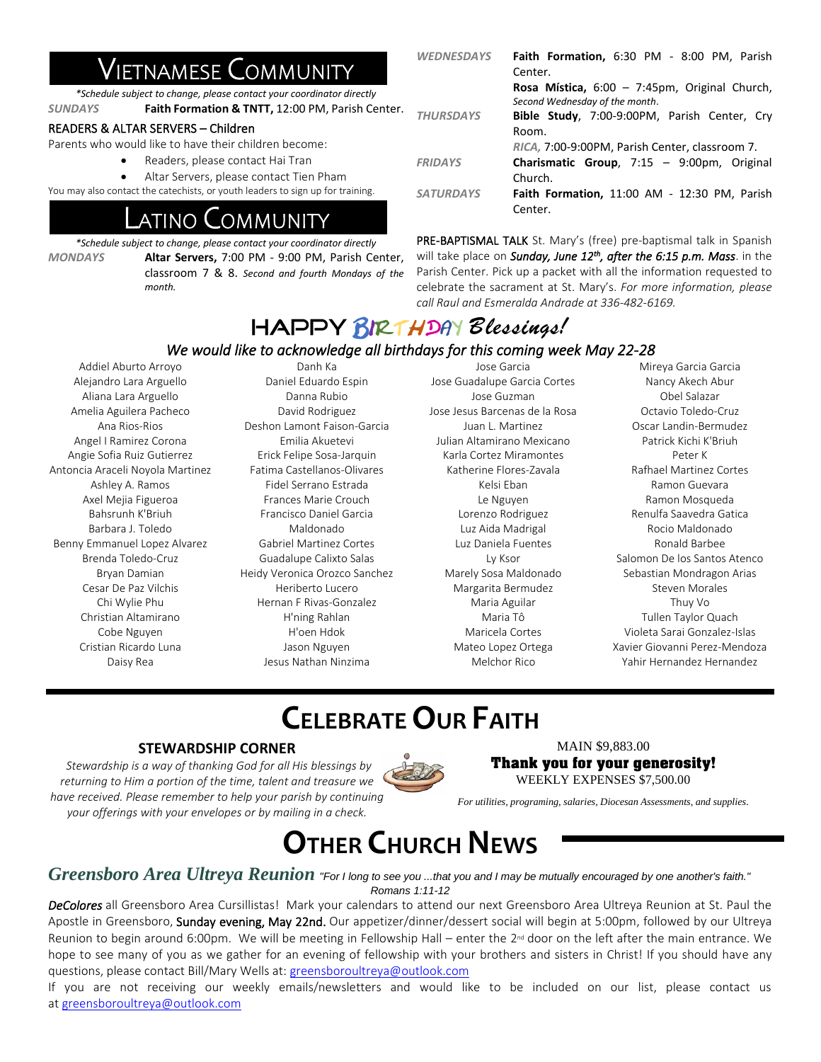# Vietnamese Community

*\*Schedule subject to change, please contact your coordinator directly*

*SUNDAYS* **Faith Formation & TNTT,** 12:00 PM, Parish Center.

READERS & ALTAR SERVERS – Children

Parents who would like to have their children become:

- Readers, please contact Hai Tran
- Altar Servers, please contact Tien Pham

You may also contact the catechists, or youth leaders to sign up for training.

# Latino Community

*\*Schedule subject to change, please contact your coordinator directly*

*MONDAYS* **Altar Servers,** 7:00 PM - 9:00 PM, Parish Center, classroom 7 & 8. *Second and fourth Mondays of the month.*

*WEDNESDAYS* **Faith Formation,** 6:30 PM - 8:00 PM, Parish Center.
**Rosa Mística,** 6:00 – 7:45pm, Original Church, *Second Wednesday of the month*.

*THURSDAYS* **Bible Study**, 7:00-9:00PM, Parish Center, Cry Room.
*RICA,* 7:00-9:00PM, Parish Center, classroom 7.

*FRIDAYS* **Charismatic Group**, 7:15 – 9:00pm, Original Church.

*SATURDAYS* **Faith Formation,** 11:00 AM - 12:30 PM, Parish Center.

PRE-BAPTISMAL TALK St. Mary's (free) pre-baptismal talk in Spanish will take place on ***Sunday, June 12th, after the 6:15 p.m. Mass***. in the Parish Center. Pick up a packet with all the information requested to celebrate the sacrament at St. Mary's. *For more information, please call Raul and Esmeralda Andrade at 336-482-6169.*

## HAPPY BIRTHDAY *Blessings!*

*We would like to acknowledge all birthdays for this coming week May 22-28*

Addiel Aburto Arroyo
Alejandro Lara Arguello
Aliana Lara Arguello
Amelia Aguilera Pacheco
Ana Rios-Rios
Angel I Ramirez Corona
Angie Sofia Ruiz Gutierrez
Antoncia Araceli Noyola Martinez
Ashley A. Ramos
Axel Mejia Figueroa
Bahsrunh K'Briuh
Barbara J. Toledo
Benny Emmanuel Lopez Alvarez
Brenda Toledo-Cruz
Bryan Damian
Cesar De Paz Vilchis
Chi Wylie Phu
Christian Altamirano
Cobe Nguyen
Cristian Ricardo Luna
Daisy Rea
Danh Ka
Daniel Eduardo Espin
Danna Rubio
David Rodriguez
Deshon Lamont Faison-Garcia
Emilia Akuetevi
Erick Felipe Sosa-Jarquin
Fatima Castellanos-Olivares
Fidel Serrano Estrada
Frances Marie Crouch
Francisco Daniel Garcia
Maldonado
Gabriel Martinez Cortes
Guadalupe Calixto Salas
Heidy Veronica Orozco Sanchez
Heriberto Lucero
Hernan F Rivas-Gonzalez
H'ning Rahlan
H'oen Hdok
Jason Nguyen
Jesus Nathan Ninzima
Jose Garcia
Jose Guadalupe Garcia Cortes
Jose Guzman
Jose Jesus Barcenas de la Rosa
Juan L. Martinez
Julian Altamirano Mexicano
Karla Cortez Miramontes
Katherine Flores-Zavala
Kelsi Eban
Le Nguyen
Lorenzo Rodriguez
Luz Aida Madrigal
Luz Daniela Fuentes
Ly Ksor
Marely Sosa Maldonado
Margarita Bermudez
Maria Aguilar
Maria Tô
Maricela Cortes
Mateo Lopez Ortega
Melchor Rico
Mireya Garcia Garcia
Nancy Akech Abur
Obel Salazar
Octavio Toledo-Cruz
Oscar Landin-Bermudez
Patrick Kichi K'Briuh
Peter K
Rafhael Martinez Cortes
Ramon Guevara
Ramon Mosqueda
Renulfa Saavedra Gatica
Rocio Maldonado
Ronald Barbee
Salomon De los Santos Atenco
Sebastian Mondragon Arias
Steven Morales
Thuy Vo
Tullen Taylor Quach
Violeta Sarai Gonzalez-Islas
Xavier Giovanni Perez-Mendoza
Yahir Hernandez Hernandez

# Celebrate Our Faith

### STEWARDSHIP CORNER

*Stewardship is a way of thanking God for all His blessings by returning to Him a portion of the time, talent and treasure we have received. Please remember to help your parish by continuing your offerings with your envelopes or by mailing in a check.*

MAIN $9,883.00

**Thank you for your generosity!**

WEEKLY EXPENSES $7,500.00

*For utilities, programing, salaries, Diocesan Assessments, and supplies.*

# Other Church News

## *Greensboro Area Ultreya Reunion* *"For I long to see you ...that you and I may be mutually encouraged by one another's faith." Romans 1:11-12*

*DeColores* all Greensboro Area Cursillistas! Mark your calendars to attend our next Greensboro Area Ultreya Reunion at St. Paul the Apostle in Greensboro, Sunday evening, May 22nd. Our appetizer/dinner/dessert social will begin at 5:00pm, followed by our Ultreya Reunion to begin around 6:00pm. We will be meeting in Fellowship Hall – enter the 2nd door on the left after the main entrance. We hope to see many of you as we gather for an evening of fellowship with your brothers and sisters in Christ! If you should have any questions, please contact Bill/Mary Wells at: greensboroultreya@outlook.com

If you are not receiving our weekly emails/newsletters and would like to be included on our list, please contact us at greensboroultreya@outlook.com